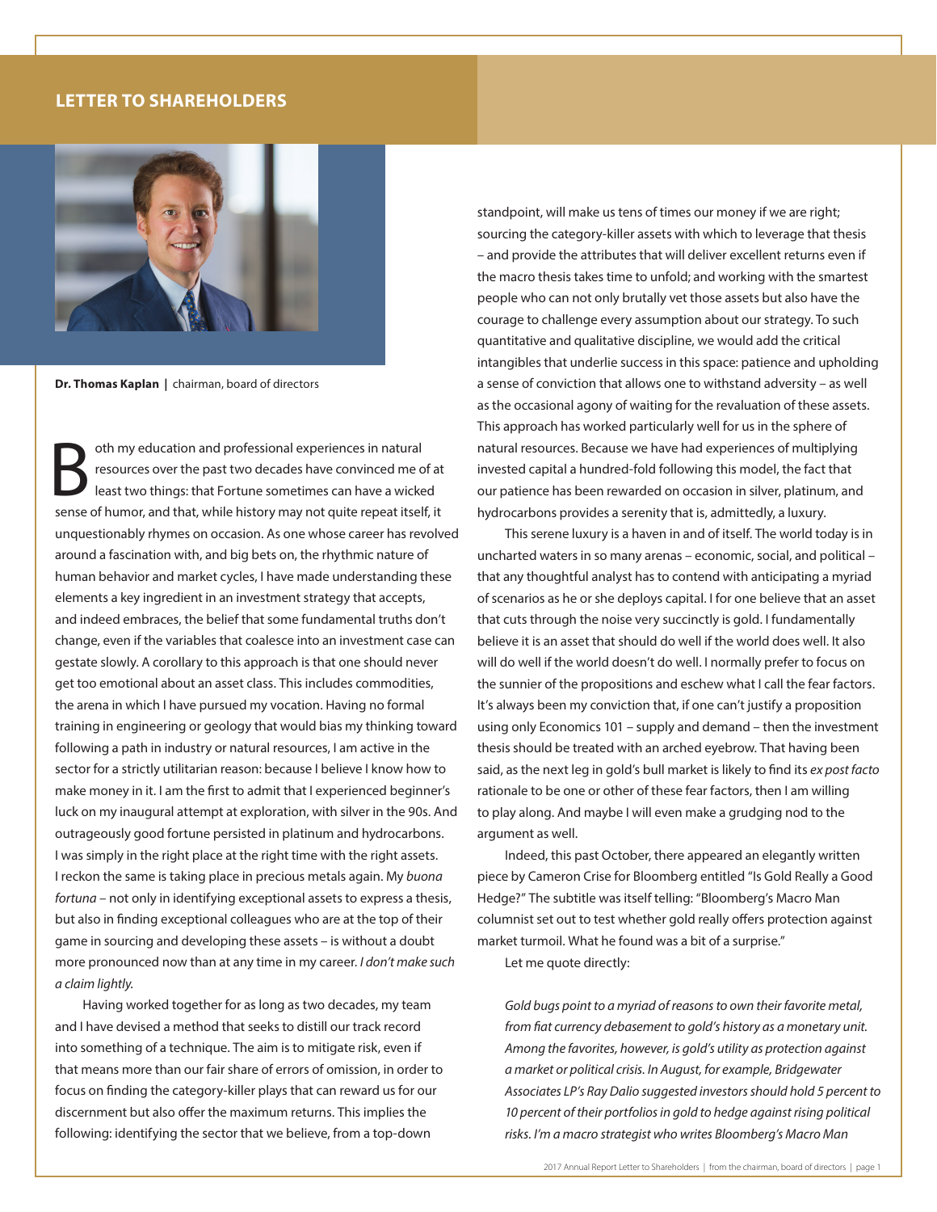# LETTER TO SHAREHOLDERS

**Dr. Thomas Kaplan** | chairman, board of directors

Both my education and professional experiences in natural resources over the past two decades have convinced me of at least two things: that Fortune sometimes can have a wicked sense of humor, and that, while history may not quite repeat itself, it unquestionably rhymes on occasion. As one whose career has revolved around a fascination with, and big bets on, the rhythmic nature of human behavior and market cycles, I have made understanding these elements a key ingredient in an investment strategy that accepts, and indeed embraces, the belief that some fundamental truths don't change, even if the variables that coalesce into an investment case can gestate slowly. A corollary to this approach is that one should never get too emotional about an asset class. This includes commodities, the arena in which I have pursued my vocation. Having no formal training in engineering or geology that would bias my thinking toward following a path in industry or natural resources, I am active in the sector for a strictly utilitarian reason: because I believe I know how to make money in it. I am the first to admit that I experienced beginner's luck on my inaugural attempt at exploration, with silver in the 90s. And outrageously good fortune persisted in platinum and hydrocarbons. I was simply in the right place at the right time with the right assets. I reckon the same is taking place in precious metals again. My *buona fortuna* – not only in identifying exceptional assets to express a thesis, but also in finding exceptional colleagues who are at the top of their game in sourcing and developing these assets – is without a doubt more pronounced now than at any time in my career. *I don't make such a claim lightly.*

Having worked together for as long as two decades, my team and I have devised a method that seeks to distill our track record into something of a technique. The aim is to mitigate risk, even if that means more than our fair share of errors of omission, in order to focus on finding the category-killer plays that can reward us for our discernment but also offer the maximum returns. This implies the following: identifying the sector that we believe, from a top-down standpoint, will make us tens of times our money if we are right; sourcing the category-killer assets with which to leverage that thesis – and provide the attributes that will deliver excellent returns even if the macro thesis takes time to unfold; and working with the smartest people who can not only brutally vet those assets but also have the courage to challenge every assumption about our strategy. To such quantitative and qualitative discipline, we would add the critical intangibles that underlie success in this space: patience and upholding a sense of conviction that allows one to withstand adversity – as well as the occasional agony of waiting for the revaluation of these assets. This approach has worked particularly well for us in the sphere of natural resources. Because we have had experiences of multiplying invested capital a hundred-fold following this model, the fact that our patience has been rewarded on occasion in silver, platinum, and hydrocarbons provides a serenity that is, admittedly, a luxury.

This serene luxury is a haven in and of itself. The world today is in uncharted waters in so many arenas – economic, social, and political – that any thoughtful analyst has to contend with anticipating a myriad of scenarios as he or she deploys capital. I for one believe that an asset that cuts through the noise very succinctly is gold. I fundamentally believe it is an asset that should do well if the world does well. It also will do well if the world doesn't do well. I normally prefer to focus on the sunnier of the propositions and eschew what I call the fear factors. It's always been my conviction that, if one can't justify a proposition using only Economics 101 – supply and demand – then the investment thesis should be treated with an arched eyebrow. That having been said, as the next leg in gold's bull market is likely to find its *ex post facto* rationale to be one or other of these fear factors, then I am willing to play along. And maybe I will even make a grudging nod to the argument as well.

Indeed, this past October, there appeared an elegantly written piece by Cameron Crise for Bloomberg entitled "Is Gold Really a Good Hedge?" The subtitle was itself telling: "Bloomberg's Macro Man columnist set out to test whether gold really offers protection against market turmoil. What he found was a bit of a surprise."

Let me quote directly:

*Gold bugs point to a myriad of reasons to own their favorite metal, from fiat currency debasement to gold's history as a monetary unit. Among the favorites, however, is gold's utility as protection against a market or political crisis. In August, for example, Bridgewater Associates LP's Ray Dalio suggested investors should hold 5 percent to 10 percent of their portfolios in gold to hedge against rising political risks. I'm a macro strategist who writes Bloomberg's Macro Man*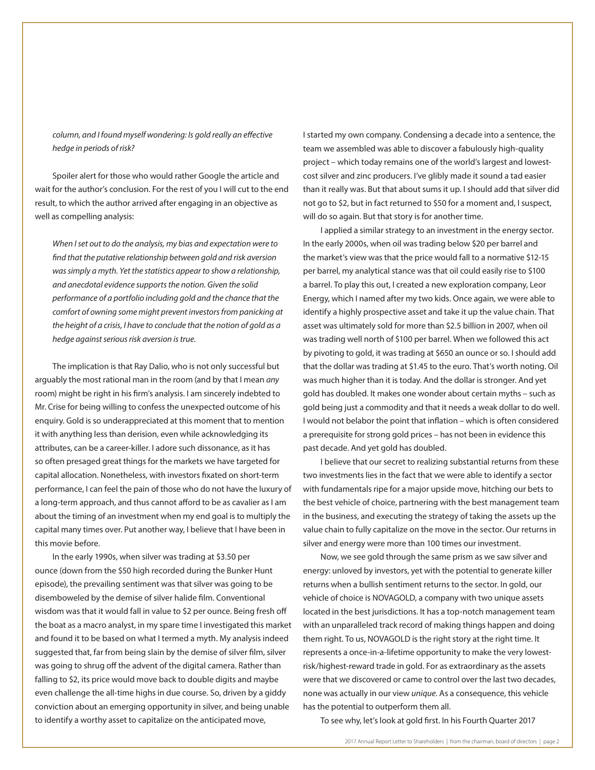*column, and I found myself wondering: Is gold really an effective hedge in periods of risk?*

Spoiler alert for those who would rather Google the article and wait for the author's conclusion. For the rest of you I will cut to the end result, to which the author arrived after engaging in an objective as well as compelling analysis:

> *When I set out to do the analysis, my bias and expectation were to find that the putative relationship between gold and risk aversion was simply a myth. Yet the statistics appear to show a relationship, and anecdotal evidence supports the notion. Given the solid performance of a portfolio including gold and the chance that the comfort of owning some might prevent investors from panicking at the height of a crisis, I have to conclude that the notion of gold as a hedge against serious risk aversion is true.*

The implication is that Ray Dalio, who is not only successful but arguably the most rational man in the room (and by that I mean *any* room) might be right in his firm's analysis. I am sincerely indebted to Mr. Crise for being willing to confess the unexpected outcome of his enquiry. Gold is so underappreciated at this moment that to mention it with anything less than derision, even while acknowledging its attributes, can be a career-killer. I adore such dissonance, as it has so often presaged great things for the markets we have targeted for capital allocation. Nonetheless, with investors fixated on short-term performance, I can feel the pain of those who do not have the luxury of a long-term approach, and thus cannot afford to be as cavalier as I am about the timing of an investment when my end goal is to multiply the capital many times over. Put another way, I believe that I have been in this movie before.

In the early 1990s, when silver was trading at $3.50 per ounce (down from the $50 high recorded during the Bunker Hunt episode), the prevailing sentiment was that silver was going to be disemboweled by the demise of silver halide film. Conventional wisdom was that it would fall in value to $2 per ounce. Being fresh off the boat as a macro analyst, in my spare time I investigated this market and found it to be based on what I termed a myth. My analysis indeed suggested that, far from being slain by the demise of silver film, silver was going to shrug off the advent of the digital camera. Rather than falling to $2, its price would move back to double digits and maybe even challenge the all-time highs in due course. So, driven by a giddy conviction about an emerging opportunity in silver, and being unable to identify a worthy asset to capitalize on the anticipated move, I started my own company. Condensing a decade into a sentence, the team we assembled was able to discover a fabulously high-quality project – which today remains one of the world's largest and lowest-cost silver and zinc producers. I've glibly made it sound a tad easier than it really was. But that about sums it up. I should add that silver did not go to $2, but in fact returned to $50 for a moment and, I suspect, will do so again. But that story is for another time.

I applied a similar strategy to an investment in the energy sector. In the early 2000s, when oil was trading below $20 per barrel and the market's view was that the price would fall to a normative $12-15 per barrel, my analytical stance was that oil could easily rise to $100 a barrel. To play this out, I created a new exploration company, Leor Energy, which I named after my two kids. Once again, we were able to identify a highly prospective asset and take it up the value chain. That asset was ultimately sold for more than $2.5 billion in 2007, when oil was trading well north of $100 per barrel. When we followed this act by pivoting to gold, it was trading at $650 an ounce or so. I should add that the dollar was trading at $1.45 to the euro. That's worth noting. Oil was much higher than it is today. And the dollar is stronger. And yet gold has doubled. It makes one wonder about certain myths – such as gold being just a commodity and that it needs a weak dollar to do well. I would not belabor the point that inflation – which is often considered a prerequisite for strong gold prices – has not been in evidence this past decade. And yet gold has doubled.

I believe that our secret to realizing substantial returns from these two investments lies in the fact that we were able to identify a sector with fundamentals ripe for a major upside move, hitching our bets to the best vehicle of choice, partnering with the best management team in the business, and executing the strategy of taking the assets up the value chain to fully capitalize on the move in the sector. Our returns in silver and energy were more than 100 times our investment.

Now, we see gold through the same prism as we saw silver and energy: unloved by investors, yet with the potential to generate killer returns when a bullish sentiment returns to the sector. In gold, our vehicle of choice is NOVAGOLD, a company with two unique assets located in the best jurisdictions. It has a top-notch management team with an unparalleled track record of making things happen and doing them right. To us, NOVAGOLD is the right story at the right time. It represents a once-in-a-lifetime opportunity to make the very lowest-risk/highest-reward trade in gold. For as extraordinary as the assets were that we discovered or came to control over the last two decades, none was actually in our view *unique*. As a consequence, this vehicle has the potential to outperform them all.

To see why, let's look at gold first. In his Fourth Quarter 2017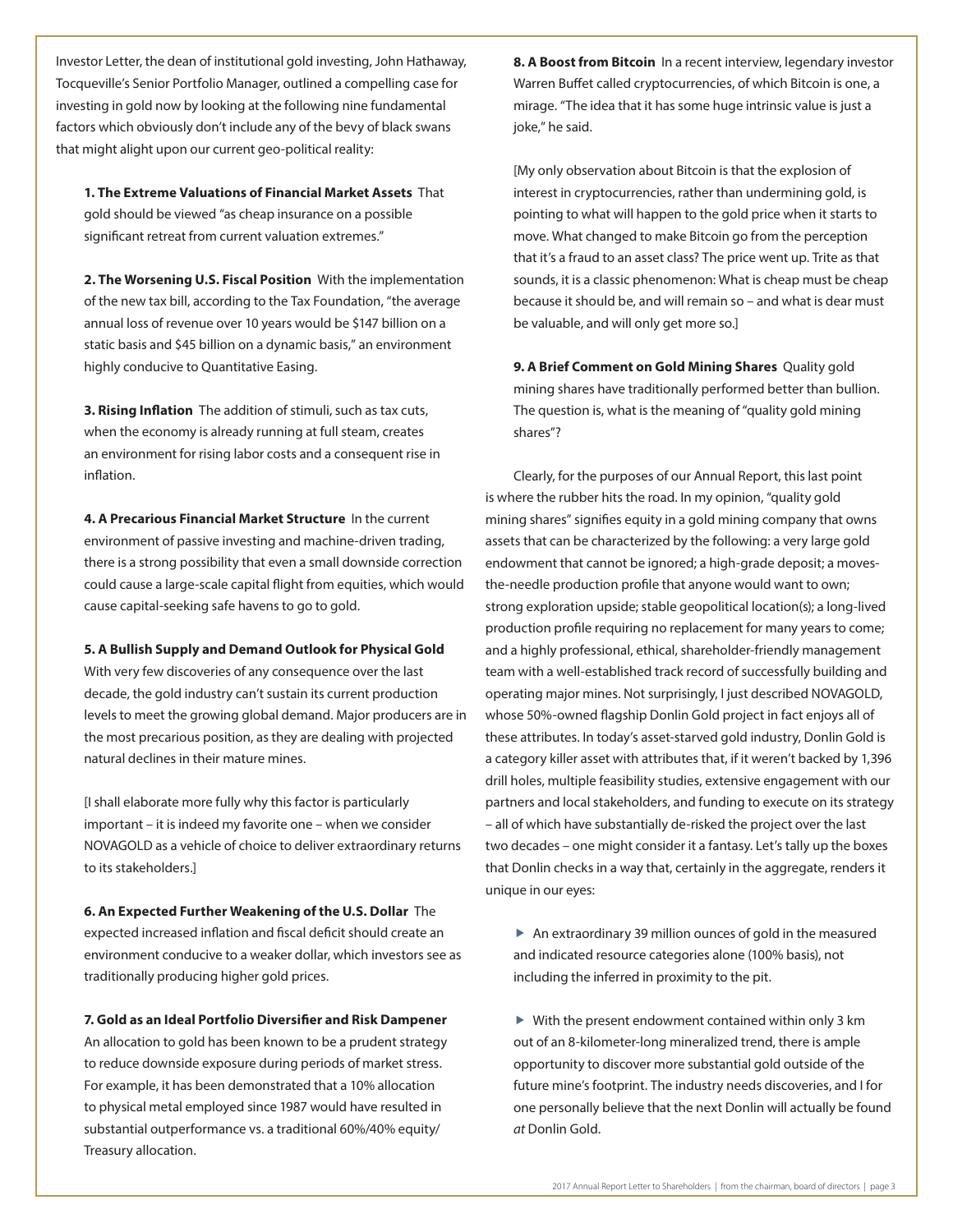Investor Letter, the dean of institutional gold investing, John Hathaway, Tocqueville's Senior Portfolio Manager, outlined a compelling case for investing in gold now by looking at the following nine fundamental factors which obviously don't include any of the bevy of black swans that might alight upon our current geo-political reality:

**1. The Extreme Valuations of Financial Market Assets** That gold should be viewed "as cheap insurance on a possible significant retreat from current valuation extremes."

**2. The Worsening U.S. Fiscal Position** With the implementation of the new tax bill, according to the Tax Foundation, "the average annual loss of revenue over 10 years would be $147 billion on a static basis and $45 billion on a dynamic basis," an environment highly conducive to Quantitative Easing.

**3. Rising Inflation** The addition of stimuli, such as tax cuts, when the economy is already running at full steam, creates an environment for rising labor costs and a consequent rise in inflation.

**4. A Precarious Financial Market Structure** In the current environment of passive investing and machine-driven trading, there is a strong possibility that even a small downside correction could cause a large-scale capital flight from equities, which would cause capital-seeking safe havens to go to gold.

**5. A Bullish Supply and Demand Outlook for Physical Gold** With very few discoveries of any consequence over the last decade, the gold industry can't sustain its current production levels to meet the growing global demand. Major producers are in the most precarious position, as they are dealing with projected natural declines in their mature mines.

[I shall elaborate more fully why this factor is particularly important – it is indeed my favorite one – when we consider NOVAGOLD as a vehicle of choice to deliver extraordinary returns to its stakeholders.]

**6. An Expected Further Weakening of the U.S. Dollar** The expected increased inflation and fiscal deficit should create an environment conducive to a weaker dollar, which investors see as traditionally producing higher gold prices.

**7. Gold as an Ideal Portfolio Diversifier and Risk Dampener** An allocation to gold has been known to be a prudent strategy to reduce downside exposure during periods of market stress. For example, it has been demonstrated that a 10% allocation to physical metal employed since 1987 would have resulted in substantial outperformance vs. a traditional 60%/40% equity/Treasury allocation.

**8. A Boost from Bitcoin** In a recent interview, legendary investor Warren Buffet called cryptocurrencies, of which Bitcoin is one, a mirage. "The idea that it has some huge intrinsic value is just a joke," he said.

[My only observation about Bitcoin is that the explosion of interest in cryptocurrencies, rather than undermining gold, is pointing to what will happen to the gold price when it starts to move. What changed to make Bitcoin go from the perception that it's a fraud to an asset class? The price went up. Trite as that sounds, it is a classic phenomenon: What is cheap must be cheap because it should be, and will remain so – and what is dear must be valuable, and will only get more so.]

**9. A Brief Comment on Gold Mining Shares** Quality gold mining shares have traditionally performed better than bullion. The question is, what is the meaning of "quality gold mining shares"?

Clearly, for the purposes of our Annual Report, this last point is where the rubber hits the road. In my opinion, "quality gold mining shares" signifies equity in a gold mining company that owns assets that can be characterized by the following: a very large gold endowment that cannot be ignored; a high-grade deposit; a moves-the-needle production profile that anyone would want to own; strong exploration upside; stable geopolitical location(s); a long-lived production profile requiring no replacement for many years to come; and a highly professional, ethical, shareholder-friendly management team with a well-established track record of successfully building and operating major mines. Not surprisingly, I just described NOVAGOLD, whose 50%-owned flagship Donlin Gold project in fact enjoys all of these attributes. In today's asset-starved gold industry, Donlin Gold is a category killer asset with attributes that, if it weren't backed by 1,396 drill holes, multiple feasibility studies, extensive engagement with our partners and local stakeholders, and funding to execute on its strategy – all of which have substantially de-risked the project over the last two decades – one might consider it a fantasy. Let's tally up the boxes that Donlin checks in a way that, certainly in the aggregate, renders it unique in our eyes:

- An extraordinary 39 million ounces of gold in the measured and indicated resource categories alone (100% basis), not including the inferred in proximity to the pit.
- With the present endowment contained within only 3 km out of an 8-kilometer-long mineralized trend, there is ample opportunity to discover more substantial gold outside of the future mine's footprint. The industry needs discoveries, and I for one personally believe that the next Donlin will actually be found *at* Donlin Gold.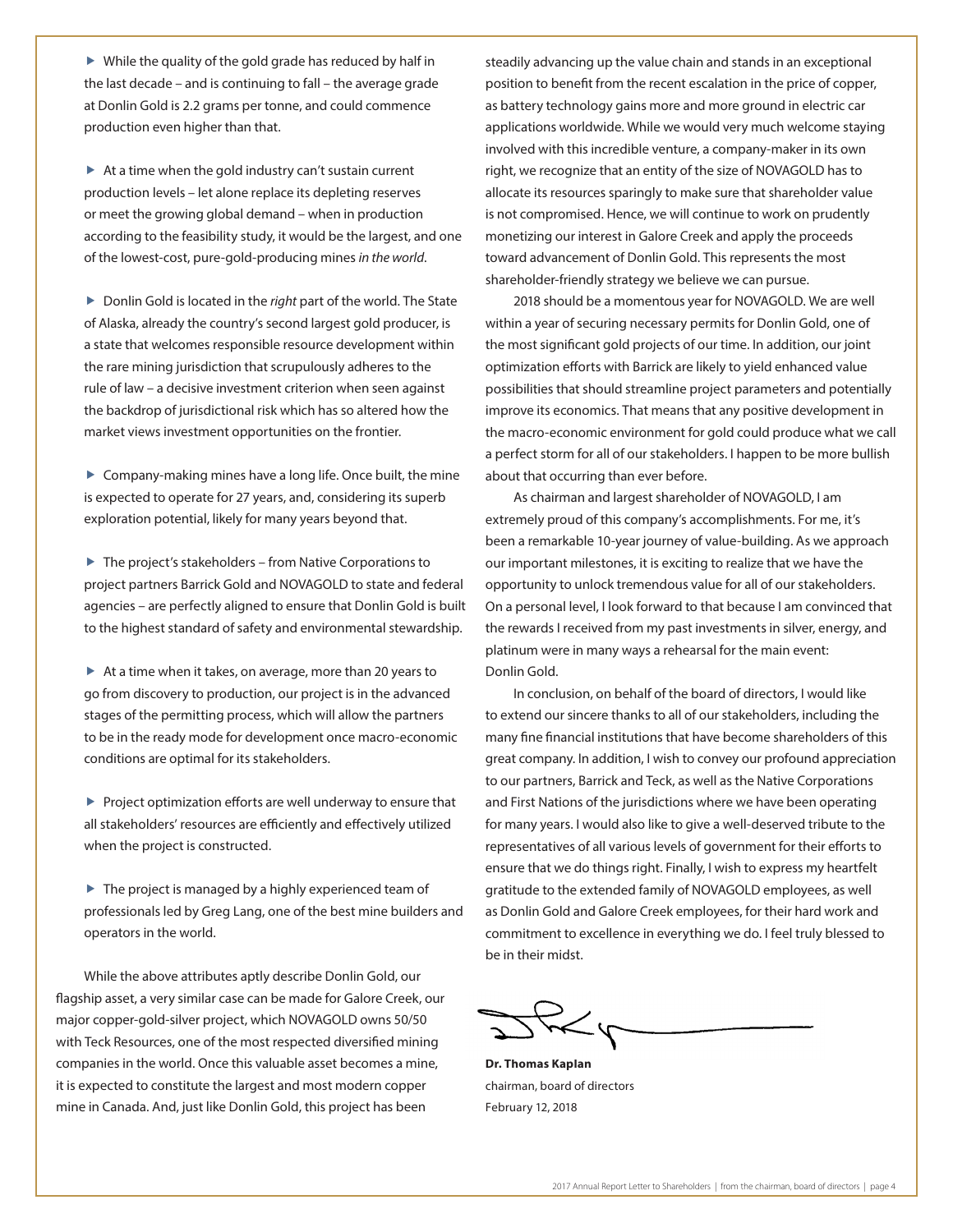- While the quality of the gold grade has reduced by half in the last decade – and is continuing to fall – the average grade at Donlin Gold is 2.2 grams per tonne, and could commence production even higher than that.

- At a time when the gold industry can't sustain current production levels – let alone replace its depleting reserves or meet the growing global demand – when in production according to the feasibility study, it would be the largest, and one of the lowest-cost, pure-gold-producing mines *in the world*.

- Donlin Gold is located in the *right* part of the world. The State of Alaska, already the country's second largest gold producer, is a state that welcomes responsible resource development within the rare mining jurisdiction that scrupulously adheres to the rule of law – a decisive investment criterion when seen against the backdrop of jurisdictional risk which has so altered how the market views investment opportunities on the frontier.

- Company-making mines have a long life. Once built, the mine is expected to operate for 27 years, and, considering its superb exploration potential, likely for many years beyond that.

- The project's stakeholders – from Native Corporations to project partners Barrick Gold and NOVAGOLD to state and federal agencies – are perfectly aligned to ensure that Donlin Gold is built to the highest standard of safety and environmental stewardship.

- At a time when it takes, on average, more than 20 years to go from discovery to production, our project is in the advanced stages of the permitting process, which will allow the partners to be in the ready mode for development once macro-economic conditions are optimal for its stakeholders.

- Project optimization efforts are well underway to ensure that all stakeholders' resources are efficiently and effectively utilized when the project is constructed.

- The project is managed by a highly experienced team of professionals led by Greg Lang, one of the best mine builders and operators in the world.

While the above attributes aptly describe Donlin Gold, our flagship asset, a very similar case can be made for Galore Creek, our major copper-gold-silver project, which NOVAGOLD owns 50/50 with Teck Resources, one of the most respected diversified mining companies in the world. Once this valuable asset becomes a mine, it is expected to constitute the largest and most modern copper mine in Canada. And, just like Donlin Gold, this project has been steadily advancing up the value chain and stands in an exceptional position to benefit from the recent escalation in the price of copper, as battery technology gains more and more ground in electric car applications worldwide. While we would very much welcome staying involved with this incredible venture, a company-maker in its own right, we recognize that an entity of the size of NOVAGOLD has to allocate its resources sparingly to make sure that shareholder value is not compromised. Hence, we will continue to work on prudently monetizing our interest in Galore Creek and apply the proceeds toward advancement of Donlin Gold. This represents the most shareholder-friendly strategy we believe we can pursue.

2018 should be a momentous year for NOVAGOLD. We are well within a year of securing necessary permits for Donlin Gold, one of the most significant gold projects of our time. In addition, our joint optimization efforts with Barrick are likely to yield enhanced value possibilities that should streamline project parameters and potentially improve its economics. That means that any positive development in the macro-economic environment for gold could produce what we call a perfect storm for all of our stakeholders. I happen to be more bullish about that occurring than ever before.

As chairman and largest shareholder of NOVAGOLD, I am extremely proud of this company's accomplishments. For me, it's been a remarkable 10-year journey of value-building. As we approach our important milestones, it is exciting to realize that we have the opportunity to unlock tremendous value for all of our stakeholders. On a personal level, I look forward to that because I am convinced that the rewards I received from my past investments in silver, energy, and platinum were in many ways a rehearsal for the main event: Donlin Gold.

In conclusion, on behalf of the board of directors, I would like to extend our sincere thanks to all of our stakeholders, including the many fine financial institutions that have become shareholders of this great company. In addition, I wish to convey our profound appreciation to our partners, Barrick and Teck, as well as the Native Corporations and First Nations of the jurisdictions where we have been operating for many years. I would also like to give a well-deserved tribute to the representatives of all various levels of government for their efforts to ensure that we do things right. Finally, I wish to express my heartfelt gratitude to the extended family of NOVAGOLD employees, as well as Donlin Gold and Galore Creek employees, for their hard work and commitment to excellence in everything we do. I feel truly blessed to be in their midst.

**Dr. Thomas Kaplan**
chairman, board of directors
February 12, 2018